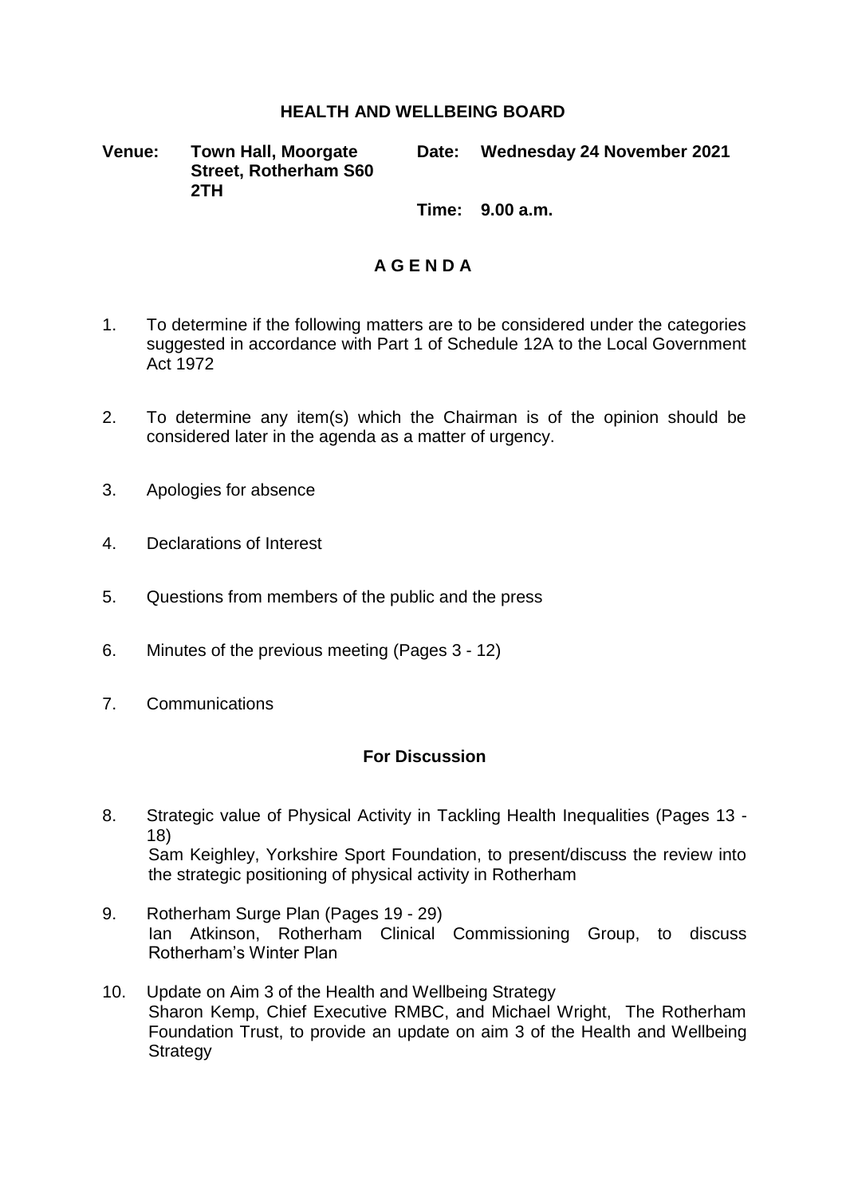# HEALTH AND WELLBEING BOARD

**Venue:** **Town Hall, Moorgate Street, Rotherham S60 2TH**

**Date:** **Wednesday 24 November 2021**

**Time:** **9.00 a.m.**

## A G E N D A

1. To determine if the following matters are to be considered under the categories suggested in accordance with Part 1 of Schedule 12A to the Local Government Act 1972

2. To determine any item(s) which the Chairman is of the opinion should be considered later in the agenda as a matter of urgency.

3. Apologies for absence

4. Declarations of Interest

5. Questions from members of the public and the press

6. Minutes of the previous meeting (Pages 3 - 12)

7. Communications

### For Discussion

8. Strategic value of Physical Activity in Tackling Health Inequalities (Pages 13 - 18)
   Sam Keighley, Yorkshire Sport Foundation, to present/discuss the review into the strategic positioning of physical activity in Rotherham

9. Rotherham Surge Plan (Pages 19 - 29)
   Ian Atkinson, Rotherham Clinical Commissioning Group, to discuss Rotherham's Winter Plan

10. Update on Aim 3 of the Health and Wellbeing Strategy
    Sharon Kemp, Chief Executive RMBC, and Michael Wright, The Rotherham Foundation Trust, to provide an update on aim 3 of the Health and Wellbeing Strategy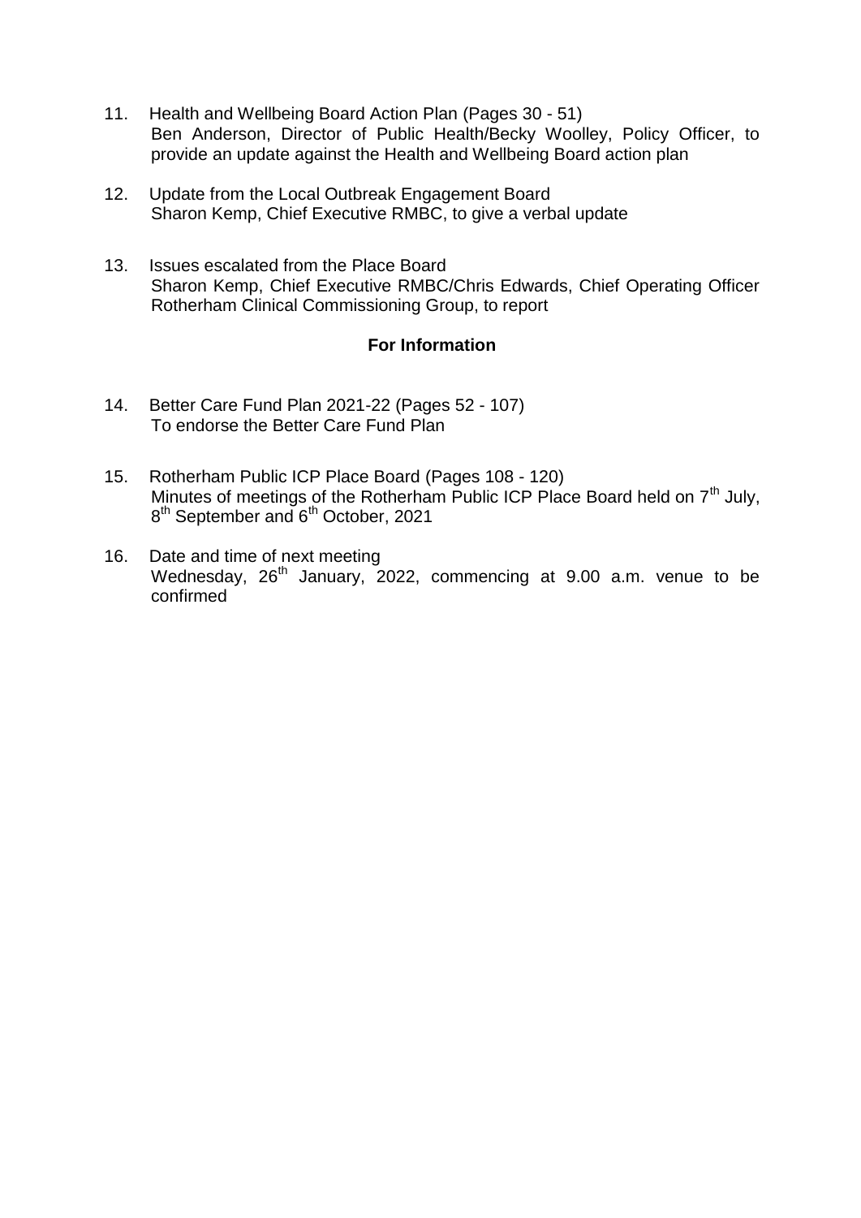11. Health and Wellbeing Board Action Plan (Pages 30 - 51)
    Ben Anderson, Director of Public Health/Becky Woolley, Policy Officer, to provide an update against the Health and Wellbeing Board action plan

12. Update from the Local Outbreak Engagement Board
    Sharon Kemp, Chief Executive RMBC, to give a verbal update

13. Issues escalated from the Place Board
    Sharon Kemp, Chief Executive RMBC/Chris Edwards, Chief Operating Officer Rotherham Clinical Commissioning Group, to report

**For Information**

14. Better Care Fund Plan 2021-22 (Pages 52 - 107)
    To endorse the Better Care Fund Plan

15. Rotherham Public ICP Place Board (Pages 108 - 120)
    Minutes of meetings of the Rotherham Public ICP Place Board held on 7th July, 8th September and 6th October, 2021

16. Date and time of next meeting
    Wednesday, 26th January, 2022, commencing at 9.00 a.m. venue to be confirmed